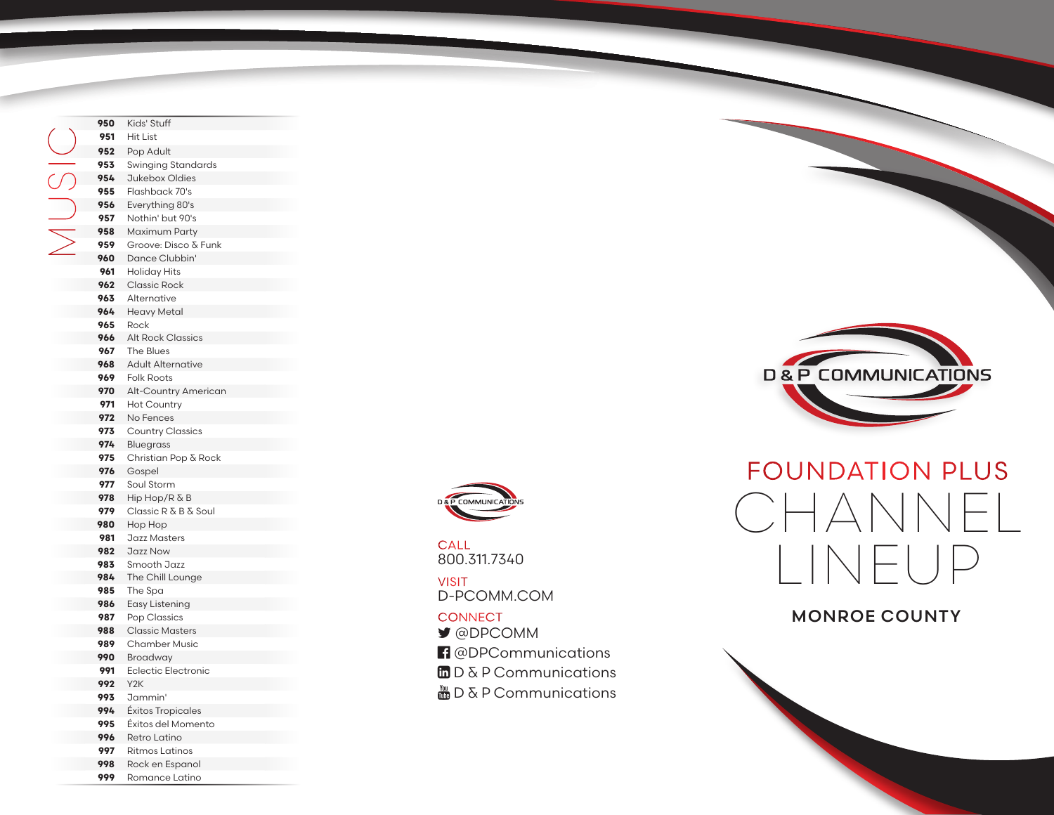## MUSIC

| Channel | Name |
|---|---|
| 950 | Kids' Stuff |
| 951 | Hit List |
| 952 | Pop Adult |
| 953 | Swinging Standards |
| 954 | Jukebox Oldies |
| 955 | Flashback 70's |
| 956 | Everything 80's |
| 957 | Nothin' but 90's |
| 958 | Maximum Party |
| 959 | Groove: Disco & Funk |
| 960 | Dance Clubbin' |
| 961 | Holiday Hits |
| 962 | Classic Rock |
| 963 | Alternative |
| 964 | Heavy Metal |
| 965 | Rock |
| 966 | Alt Rock Classics |
| 967 | The Blues |
| 968 | Adult Alternative |
| 969 | Folk Roots |
| 970 | Alt-Country American |
| 971 | Hot Country |
| 972 | No Fences |
| 973 | Country Classics |
| 974 | Bluegrass |
| 975 | Christian Pop & Rock |
| 976 | Gospel |
| 977 | Soul Storm |
| 978 | Hip Hop/R & B |
| 979 | Classic R & B & Soul |
| 980 | Hop Hop |
| 981 | Jazz Masters |
| 982 | Jazz Now |
| 983 | Smooth Jazz |
| 984 | The Chill Lounge |
| 985 | The Spa |
| 986 | Easy Listening |
| 987 | Pop Classics |
| 988 | Classic Masters |
| 989 | Chamber Music |
| 990 | Broadway |
| 991 | Eclectic Electronic |
| 992 | Y2K |
| 993 | Jammin' |
| 994 | Éxitos Tropicales |
| 995 | Éxitos del Momento |
| 996 | Retro Latino |
| 997 | Ritmos Latinos |
| 998 | Rock en Espanol |
| 999 | Romance Latino |

D & P COMMUNICATIONS

CALL
800.311.7340

VISIT
D-PCOMM.COM

CONNECT
@DPCOMM
@DPCommunications
D & P Communications
D & P Communications

D & P COMMUNICATIONS

# FOUNDATION PLUS CHANNEL LINEUP

## MONROE COUNTY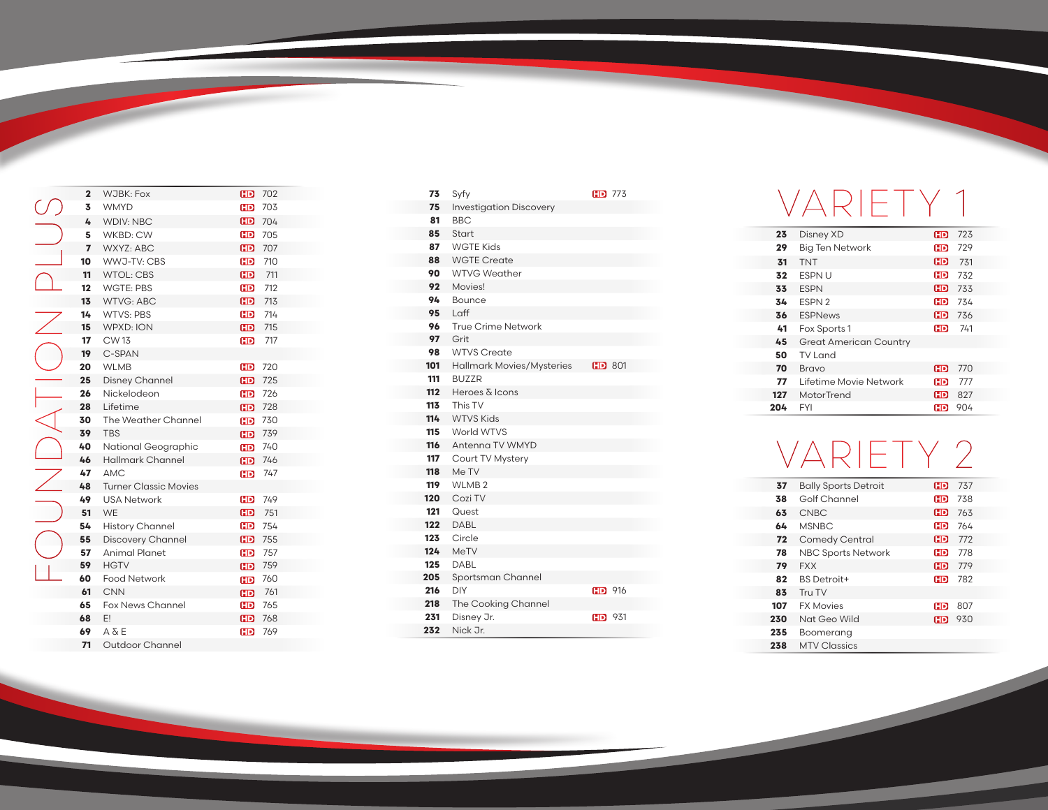# FOUNDATION PLUS

| | | | |
|---|---|---|---|
| 2 | WJBK: Fox | HD | 702 |
| 3 | WMYD | HD | 703 |
| 4 | WDIV: NBC | HD | 704 |
| 5 | WKBD: CW | HD | 705 |
| 7 | WXYZ: ABC | HD | 707 |
| 10 | WWJ-TV: CBS | HD | 710 |
| 11 | WTOL: CBS | HD | 711 |
| 12 | WGTE: PBS | HD | 712 |
| 13 | WTVG: ABC | HD | 713 |
| 14 | WTVS: PBS | HD | 714 |
| 15 | WPXD: ION | HD | 715 |
| 17 | CW 13 | HD | 717 |
| 19 | C-SPAN | | |
| 20 | WLMB | HD | 720 |
| 25 | Disney Channel | HD | 725 |
| 26 | Nickelodeon | HD | 726 |
| 28 | Lifetime | HD | 728 |
| 30 | The Weather Channel | HD | 730 |
| 39 | TBS | HD | 739 |
| 40 | National Geographic | HD | 740 |
| 46 | Hallmark Channel | HD | 746 |
| 47 | AMC | HD | 747 |
| 48 | Turner Classic Movies | | |
| 49 | USA Network | HD | 749 |
| 51 | WE | HD | 751 |
| 54 | History Channel | HD | 754 |
| 55 | Discovery Channel | HD | 755 |
| 57 | Animal Planet | HD | 757 |
| 59 | HGTV | HD | 759 |
| 60 | Food Network | HD | 760 |
| 61 | CNN | HD | 761 |
| 65 | Fox News Channel | HD | 765 |
| 68 | E! | HD | 768 |
| 69 | A & E | HD | 769 |
| 71 | Outdoor Channel | | |
| 73 | Syfy | HD | 773 |
| 75 | Investigation Discovery | | |
| 81 | BBC | | |
| 85 | Start | | |
| 87 | WGTE Kids | | |
| 88 | WGTE Create | | |
| 90 | WTVG Weather | | |
| 92 | Movies! | | |
| 94 | Bounce | | |
| 95 | Laff | | |
| 96 | True Crime Network | | |
| 97 | Grit | | |
| 98 | WTVS Create | | |
| 101 | Hallmark Movies/Mysteries | HD | 801 |
| 111 | BUZZR | | |
| 112 | Heroes & Icons | | |
| 113 | This TV | | |
| 114 | WTVS Kids | | |
| 115 | World WTVS | | |
| 116 | Antenna TV WMYD | | |
| 117 | Court TV Mystery | | |
| 118 | Me TV | | |
| 119 | WLMB 2 | | |
| 120 | Cozi TV | | |
| 121 | Quest | | |
| 122 | DABL | | |
| 123 | Circle | | |
| 124 | MeTV | | |
| 125 | DABL | | |
| 205 | Sportsman Channel | | |
| 216 | DIY | HD | 916 |
| 218 | The Cooking Channel | | |
| 231 | Disney Jr. | HD | 931 |
| 232 | Nick Jr. | | |

# VARIETY 1

| | | | |
|---|---|---|---|
| 23 | Disney XD | HD | 723 |
| 29 | Big Ten Network | HD | 729 |
| 31 | TNT | HD | 731 |
| 32 | ESPN U | HD | 732 |
| 33 | ESPN | HD | 733 |
| 34 | ESPN 2 | HD | 734 |
| 36 | ESPNews | HD | 736 |
| 41 | Fox Sports 1 | HD | 741 |
| 45 | Great American Country | | |
| 50 | TV Land | | |
| 70 | Bravo | HD | 770 |
| 77 | Lifetime Movie Network | HD | 777 |
| 127 | MotorTrend | HD | 827 |
| 204 | FYI | HD | 904 |

# VARIETY 2

| | | | |
|---|---|---|---|
| 37 | Bally Sports Detroit | HD | 737 |
| 38 | Golf Channel | HD | 738 |
| 63 | CNBC | HD | 763 |
| 64 | MSNBC | HD | 764 |
| 72 | Comedy Central | HD | 772 |
| 78 | NBC Sports Network | HD | 778 |
| 79 | FXX | HD | 779 |
| 82 | BS Detroit+ | HD | 782 |
| 83 | Tru TV | | |
| 107 | FX Movies | HD | 807 |
| 230 | Nat Geo Wild | HD | 930 |
| 235 | Boomerang | | |
| 238 | MTV Classics | | |